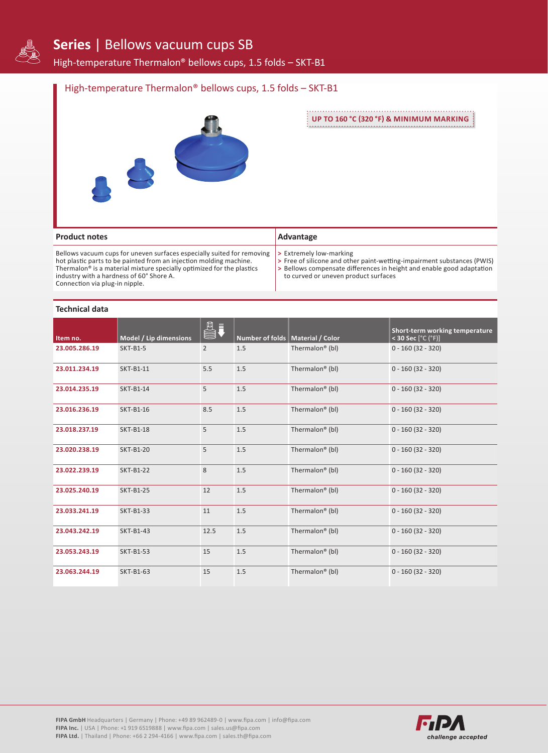# Series | Bellows vacuum cups SB

High-temperature Thermalon® bellows cups, 1.5 folds – SKT-B1

## High-temperature Thermalon® bellows cups, 1.5 folds – SKT-B1

**UP TO 160 °C (320 °F) & MINIMUM MARKING**

| Product notes | Advantage |
|---|---|
| Bellows vacuum cups for uneven surfaces especially suited for removing hot plastic parts to be painted from an injection molding machine. Thermalon® is a material mixture specially optimized for the plastics industry with a hardness of 60° Shore A. Connection via plug-in nipple. | > Extremely low-marking<br>> Free of silicone and other paint-wetting-impairment substances (PWIS)<br>> Bellows compensate differences in height and enable good adaptation to curved or uneven product surfaces |

### Technical data

| Item no. | Model / Lip dimensions | | Number of folds | Material / Color | Short-term working temperature < 30 Sec [°C (°F)] |
|---|---|---|---|---|---|
| 23.005.286.19 | SKT-B1-5 | 2 | 1.5 | Thermalon® (bl) | 0 - 160 (32 - 320) |
| 23.011.234.19 | SKT-B1-11 | 5.5 | 1.5 | Thermalon® (bl) | 0 - 160 (32 - 320) |
| 23.014.235.19 | SKT-B1-14 | 5 | 1.5 | Thermalon® (bl) | 0 - 160 (32 - 320) |
| 23.016.236.19 | SKT-B1-16 | 8.5 | 1.5 | Thermalon® (bl) | 0 - 160 (32 - 320) |
| 23.018.237.19 | SKT-B1-18 | 5 | 1.5 | Thermalon® (bl) | 0 - 160 (32 - 320) |
| 23.020.238.19 | SKT-B1-20 | 5 | 1.5 | Thermalon® (bl) | 0 - 160 (32 - 320) |
| 23.022.239.19 | SKT-B1-22 | 8 | 1.5 | Thermalon® (bl) | 0 - 160 (32 - 320) |
| 23.025.240.19 | SKT-B1-25 | 12 | 1.5 | Thermalon® (bl) | 0 - 160 (32 - 320) |
| 23.033.241.19 | SKT-B1-33 | 11 | 1.5 | Thermalon® (bl) | 0 - 160 (32 - 320) |
| 23.043.242.19 | SKT-B1-43 | 12.5 | 1.5 | Thermalon® (bl) | 0 - 160 (32 - 320) |
| 23.053.243.19 | SKT-B1-53 | 15 | 1.5 | Thermalon® (bl) | 0 - 160 (32 - 320) |
| 23.063.244.19 | SKT-B1-63 | 15 | 1.5 | Thermalon® (bl) | 0 - 160 (32 - 320) |

**FIPA GmbH** Headquarters | Germany | Phone: +49 89 962489-0 | www.fipa.com | info@fipa.com
**FIPA Inc.** | USA | Phone: +1 919 6519888 | www.fipa.com | sales.us@fipa.com
**FIPA Ltd.** | Thailand | Phone: +66 2 294-4166 | www.fipa.com | sales.th@fipa.com

FIPA *challenge accepted*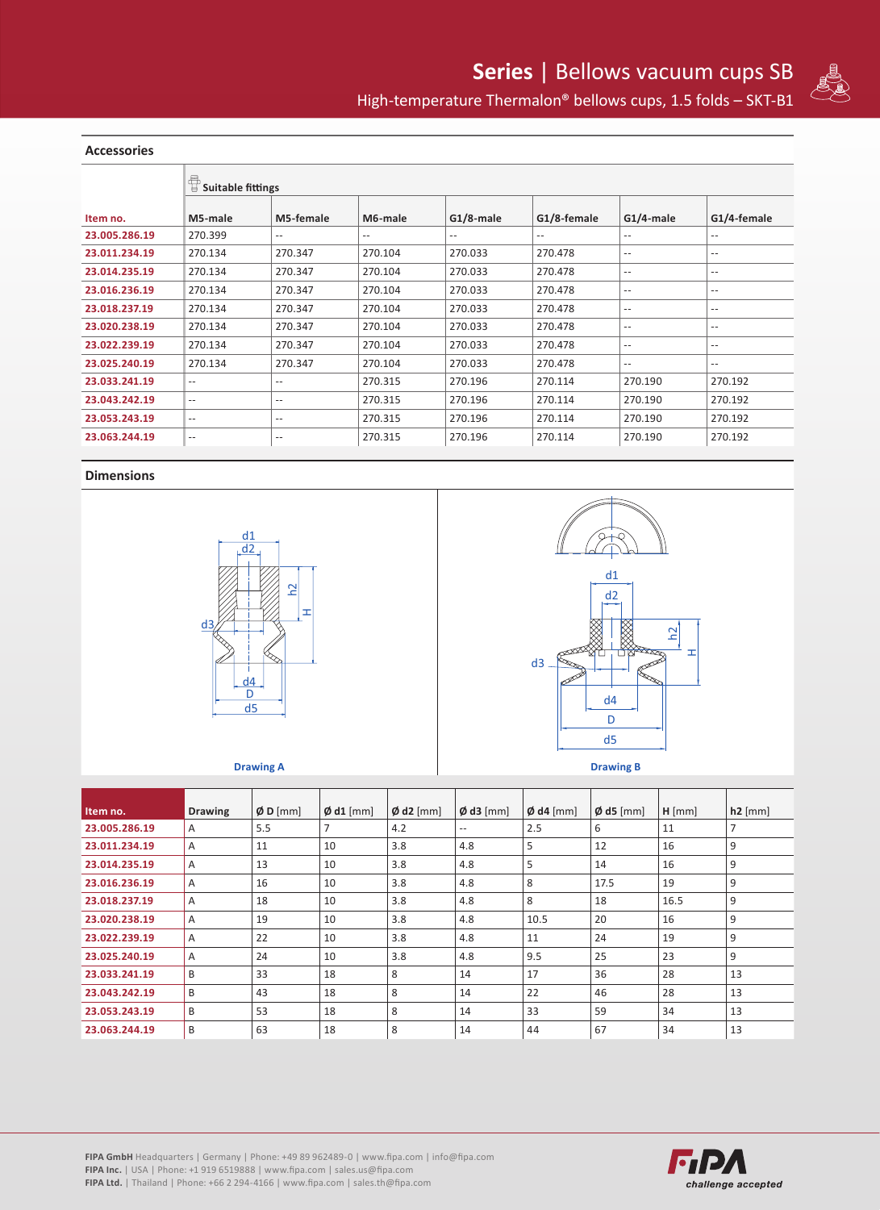# Series | Bellows vacuum cups SB

High-temperature Thermalon® bellows cups, 1.5 folds – SKT-B1

## Accessories

| | Suitable fittings | | | | | | |
|---|---|---|---|---|---|---|---|
| Item no. | M5-male | M5-female | M6-male | G1/8-male | G1/8-female | G1/4-male | G1/4-female |
| 23.005.286.19 | 270.399 | -- | -- | -- | -- | -- | -- |
| 23.011.234.19 | 270.134 | 270.347 | 270.104 | 270.033 | 270.478 | -- | -- |
| 23.014.235.19 | 270.134 | 270.347 | 270.104 | 270.033 | 270.478 | -- | -- |
| 23.016.236.19 | 270.134 | 270.347 | 270.104 | 270.033 | 270.478 | -- | -- |
| 23.018.237.19 | 270.134 | 270.347 | 270.104 | 270.033 | 270.478 | -- | -- |
| 23.020.238.19 | 270.134 | 270.347 | 270.104 | 270.033 | 270.478 | -- | -- |
| 23.022.239.19 | 270.134 | 270.347 | 270.104 | 270.033 | 270.478 | -- | -- |
| 23.025.240.19 | 270.134 | 270.347 | 270.104 | 270.033 | 270.478 | -- | -- |
| 23.033.241.19 | -- | -- | 270.315 | 270.196 | 270.114 | 270.190 | 270.192 |
| 23.043.242.19 | -- | -- | 270.315 | 270.196 | 270.114 | 270.190 | 270.192 |
| 23.053.243.19 | -- | -- | 270.315 | 270.196 | 270.114 | 270.190 | 270.192 |
| 23.063.244.19 | -- | -- | 270.315 | 270.196 | 270.114 | 270.190 | 270.192 |

## Dimensions

d1
d2
h2
H
d3
d4
D
d5

Drawing A

d1
d2
h2
H
d3
d4
D
d5

Drawing B

| Item no. | Drawing | Ø D [mm] | Ø d1 [mm] | Ø d2 [mm] | Ø d3 [mm] | Ø d4 [mm] | Ø d5 [mm] | H [mm] | h2 [mm] |
|---|---|---|---|---|---|---|---|---|---|
| 23.005.286.19 | A | 5.5 | 7 | 4.2 | -- | 2.5 | 6 | 11 | 7 |
| 23.011.234.19 | A | 11 | 10 | 3.8 | 4.8 | 5 | 12 | 16 | 9 |
| 23.014.235.19 | A | 13 | 10 | 3.8 | 4.8 | 5 | 14 | 16 | 9 |
| 23.016.236.19 | A | 16 | 10 | 3.8 | 4.8 | 8 | 17.5 | 19 | 9 |
| 23.018.237.19 | A | 18 | 10 | 3.8 | 4.8 | 8 | 18 | 16.5 | 9 |
| 23.020.238.19 | A | 19 | 10 | 3.8 | 4.8 | 10.5 | 20 | 16 | 9 |
| 23.022.239.19 | A | 22 | 10 | 3.8 | 4.8 | 11 | 24 | 19 | 9 |
| 23.025.240.19 | A | 24 | 10 | 3.8 | 4.8 | 9.5 | 25 | 23 | 9 |
| 23.033.241.19 | B | 33 | 18 | 8 | 14 | 17 | 36 | 28 | 13 |
| 23.043.242.19 | B | 43 | 18 | 8 | 14 | 22 | 46 | 28 | 13 |
| 23.053.243.19 | B | 53 | 18 | 8 | 14 | 33 | 59 | 34 | 13 |
| 23.063.244.19 | B | 63 | 18 | 8 | 14 | 44 | 67 | 34 | 13 |

**FIPA GmbH** Headquarters | Germany | Phone: +49 89 962489-0 | www.fipa.com | info@fipa.com
**FIPA Inc.** | USA | Phone: +1 919 6519888 | www.fipa.com | sales.us@fipa.com
**FIPA Ltd.** | Thailand | Phone: +66 2 294-4166 | www.fipa.com | sales.th@fipa.com

FIPA *challenge accepted*